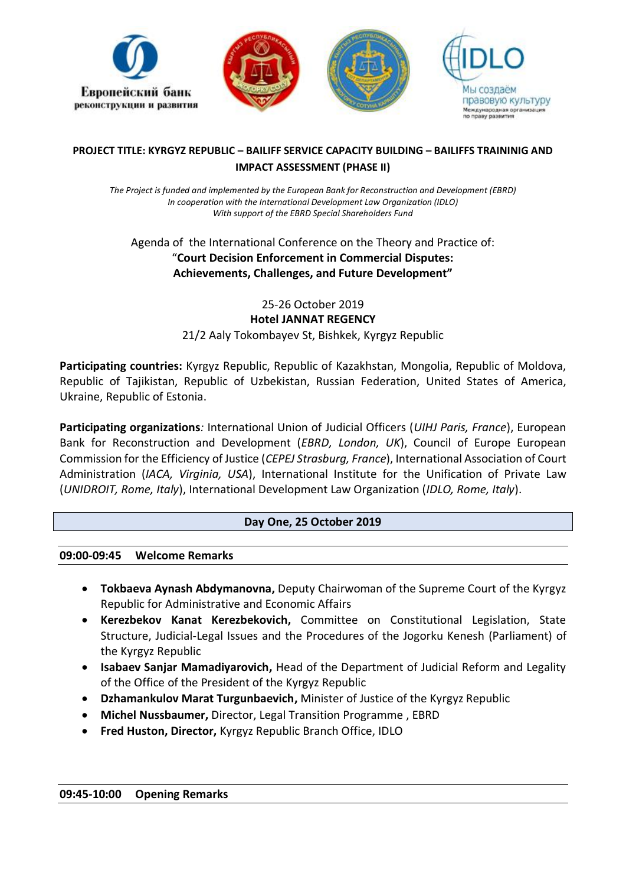**PROJECT TITLE: KYRGYZ REPUBLIC – BAILIFF SERVICE CAPACITY BUILDING – BAILIFFS TRAININIG AND IMPACT ASSESSMENT (PHASE II)**

*The Project is funded and implemented by the European Bank for Reconstruction and Development (EBRD)*
*In cooperation with the International Development Law Organization (IDLO)*
*With support of the EBRD Special Shareholders Fund*

Agenda of the International Conference on the Theory and Practice of:
"**Court Decision Enforcement in Commercial Disputes: Achievements, Challenges, and Future Development"**

25-26 October 2019
**Hotel JANNAT REGENCY**
21/2 Aaly Tokombayev St, Bishkek, Kyrgyz Republic

**Participating countries:** Kyrgyz Republic, Republic of Kazakhstan, Mongolia, Republic of Moldova, Republic of Tajikistan, Republic of Uzbekistan, Russian Federation, United States of America, Ukraine, Republic of Estonia.

**Participating organizations***:* International Union of Judicial Officers (*UIHJ Paris, France*), European Bank for Reconstruction and Development (*EBRD, London, UK*), Council of Europe European Commission for the Efficiency of Justice (*CEPEJ Strasburg, France*), International Association of Court Administration (*IACA, Virginia, USA*), International Institute for the Unification of Private Law (*UNIDROIT, Rome, Italy*), International Development Law Organization (*IDLO, Rome, Italy*).

## Day One, 25 October 2019

**09:00-09:45 Welcome Remarks**

- **Tokbaeva Aynash Abdymanovna,** Deputy Chairwoman of the Supreme Court of the Kyrgyz Republic for Administrative and Economic Affairs
- **Kerezbekov Kanat Kerezbekovich,** Committee on Constitutional Legislation, State Structure, Judicial-Legal Issues and the Procedures of the Jogorku Kenesh (Parliament) of the Kyrgyz Republic
- **Isabaev Sanjar Mamadiyarovich,** Head of the Department of Judicial Reform and Legality of the Office of the President of the Kyrgyz Republic
- **Dzhamankulov Marat Turgunbaevich,** Minister of Justice of the Kyrgyz Republic
- **Michel Nussbaumer,** Director, Legal Transition Programme , EBRD
- **Fred Huston, Director,** Kyrgyz Republic Branch Office, IDLO

**09:45-10:00 Opening Remarks**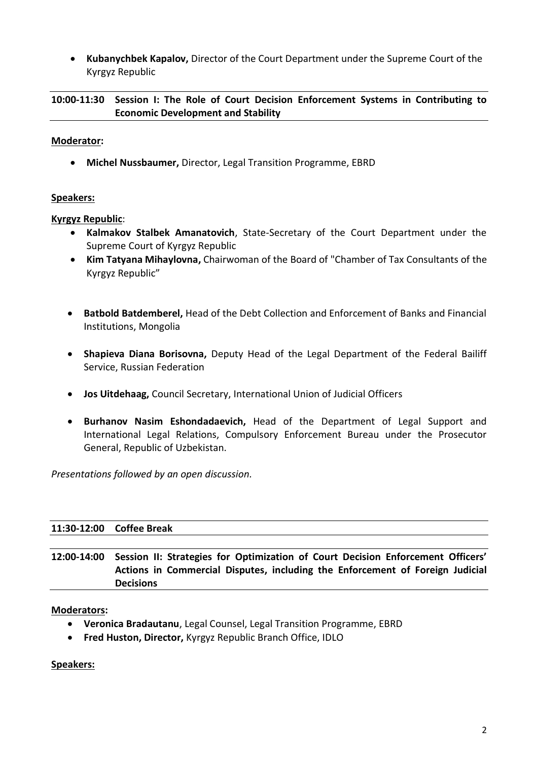- **Kubanychbek Kapalov,** Director of the Court Department under the Supreme Court of the Kyrgyz Republic

**10:00-11:30 Session I: The Role of Court Decision Enforcement Systems in Contributing to Economic Development and Stability**

**Moderator:**

- **Michel Nussbaumer,** Director, Legal Transition Programme, EBRD

**Speakers:**

**Kyrgyz Republic**:

- **Kalmakov Stalbek Amanatovich**, State-Secretary of the Court Department under the Supreme Court of Kyrgyz Republic
- **Kim Tatyana Mihaylovna,** Chairwoman of the Board of "Chamber of Tax Consultants of the Kyrgyz Republic"

- **Batbold Batdemberel,** Head of the Debt Collection and Enforcement of Banks and Financial Institutions, Mongolia

- **Shapieva Diana Borisovna,** Deputy Head of the Legal Department of the Federal Bailiff Service, Russian Federation

- **Jos Uitdehaag,** Council Secretary, International Union of Judicial Officers

- **Burhanov Nasim Eshondadaevich,** Head of the Department of Legal Support and International Legal Relations, Compulsory Enforcement Bureau under the Prosecutor General, Republic of Uzbekistan.

*Presentations followed by an open discussion.*

**11:30-12:00 Coffee Break**

**12:00-14:00 Session II: Strategies for Optimization of Court Decision Enforcement Officers' Actions in Commercial Disputes, including the Enforcement of Foreign Judicial Decisions**

**Moderators:**

- **Veronica Bradautanu**, Legal Counsel, Legal Transition Programme, EBRD
- **Fred Huston, Director,** Kyrgyz Republic Branch Office, IDLO

**Speakers:**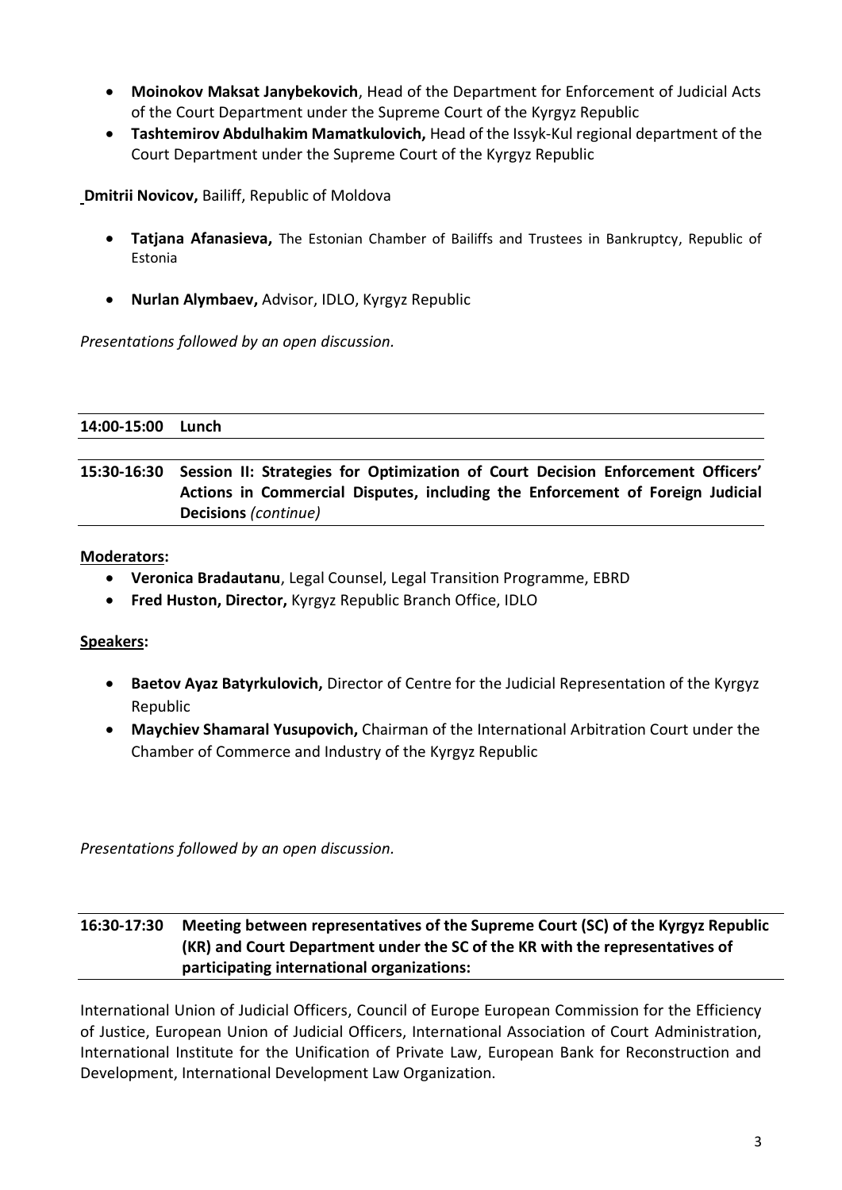- **Moinokov Maksat Janybekovich**, Head of the Department for Enforcement of Judicial Acts of the Court Department under the Supreme Court of the Kyrgyz Republic
- **Tashtemirov Abdulhakim Mamatkulovich,** Head of the Issyk-Kul regional department of the Court Department under the Supreme Court of the Kyrgyz Republic

**Dmitrii Novicov,** Bailiff, Republic of Moldova

- **Tatjana Afanasieva,** The Estonian Chamber of Bailiffs and Trustees in Bankruptcy, Republic of Estonia
- **Nurlan Alymbaev,** Advisor, IDLO, Kyrgyz Republic

*Presentations followed by an open discussion.*

**14:00-15:00 Lunch**

**15:30-16:30 Session II: Strategies for Optimization of Court Decision Enforcement Officers' Actions in Commercial Disputes, including the Enforcement of Foreign Judicial Decisions** *(continue)*

**Moderators:**

- **Veronica Bradautanu**, Legal Counsel, Legal Transition Programme, EBRD
- **Fred Huston, Director,** Kyrgyz Republic Branch Office, IDLO

**Speakers:**

- **Baetov Ayaz Batyrkulovich,** Director of Centre for the Judicial Representation of the Kyrgyz Republic
- **Maychiev Shamaral Yusupovich,** Chairman of the International Arbitration Court under the Chamber of Commerce and Industry of the Kyrgyz Republic

*Presentations followed by an open discussion.*

**16:30-17:30 Meeting between representatives of the Supreme Court (SC) of the Kyrgyz Republic (KR) and Court Department under the SC of the KR with the representatives of participating international organizations:**

International Union of Judicial Officers, Council of Europe European Commission for the Efficiency of Justice, European Union of Judicial Officers, International Association of Court Administration, International Institute for the Unification of Private Law, European Bank for Reconstruction and Development, International Development Law Organization.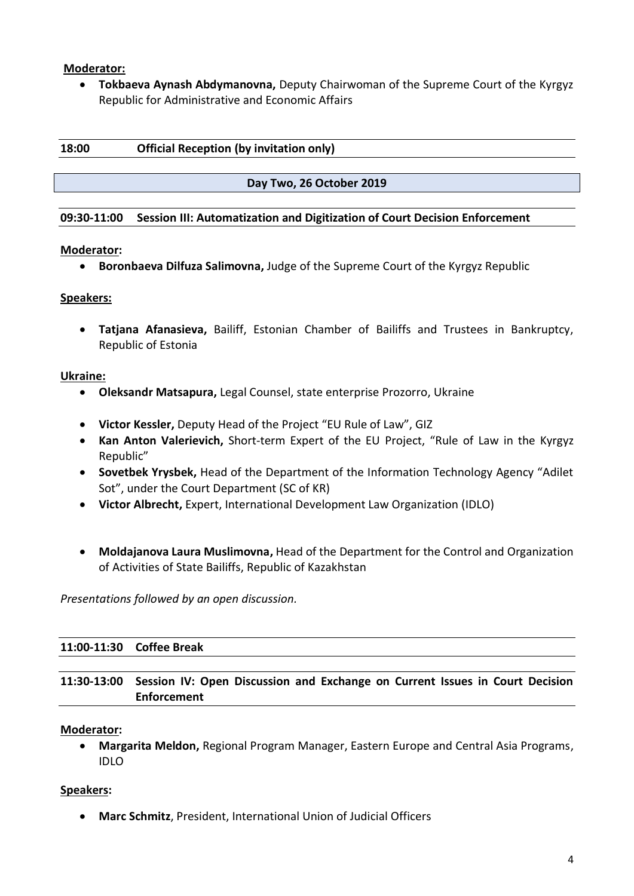**Moderator:**

- **Tokbaeva Aynash Abdymanovna,** Deputy Chairwoman of the Supreme Court of the Kyrgyz Republic for Administrative and Economic Affairs

---

**18:00 Official Reception (by invitation only)**

---

## Day Two, 26 October 2019

**09:30-11:00 Session III: Automatization and Digitization of Court Decision Enforcement**

**Moderator:**

- **Boronbaeva Dilfuza Salimovna,** Judge of the Supreme Court of the Kyrgyz Republic

**Speakers:**

- **Tatjana Afanasieva,** Bailiff, Estonian Chamber of Bailiffs and Trustees in Bankruptcy, Republic of Estonia

**Ukraine:**

- **Oleksandr Matsapura,** Legal Counsel, state enterprise Prozorro, Ukraine
- **Victor Kessler,** Deputy Head of the Project "EU Rule of Law", GIZ
- **Kan Anton Valerievich,** Short-term Expert of the EU Project, "Rule of Law in the Kyrgyz Republic"
- **Sovetbek Yrysbek,** Head of the Department of the Information Technology Agency "Adilet Sot", under the Court Department (SC of KR)
- **Victor Albrecht,** Expert, International Development Law Organization (IDLO)
- **Moldajanova Laura Muslimovna,** Head of the Department for the Control and Organization of Activities of State Bailiffs, Republic of Kazakhstan

*Presentations followed by an open discussion.*

---

**11:00-11:30 Coffee Break**

---

**11:30-13:00 Session IV: Open Discussion and Exchange on Current Issues in Court Decision Enforcement**

**Moderator:**

- **Margarita Meldon,** Regional Program Manager, Eastern Europe and Central Asia Programs, IDLO

**Speakers:**

- **Marc Schmitz**, President, International Union of Judicial Officers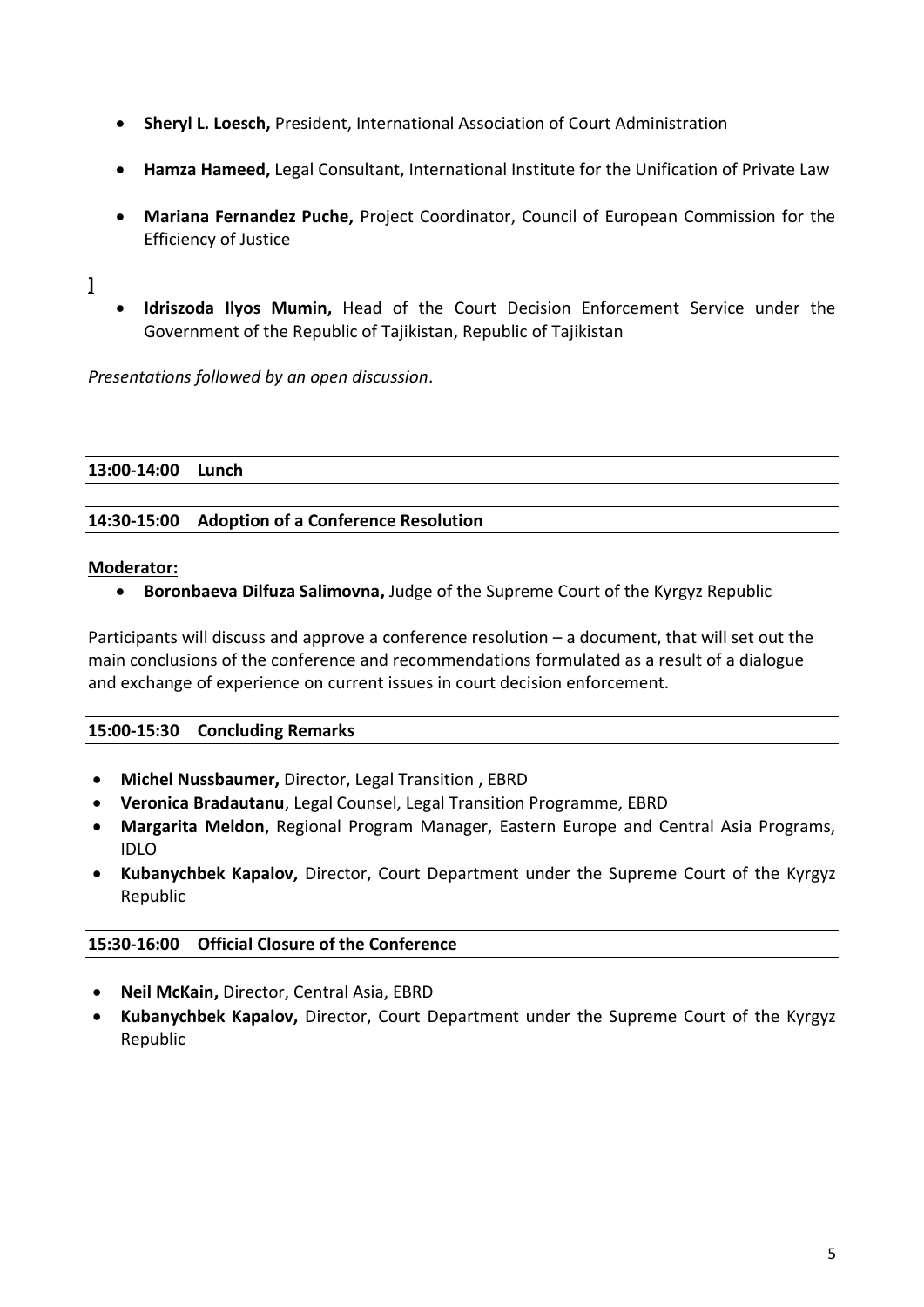- **Sheryl L. Loesch,** President, International Association of Court Administration
- **Hamza Hameed,** Legal Consultant, International Institute for the Unification of Private Law
- **Mariana Fernandez Puche,** Project Coordinator, Council of European Commission for the Efficiency of Justice

]

- **Idriszoda Ilyos Mumin,** Head of the Court Decision Enforcement Service under the Government of the Republic of Tajikistan, Republic of Tajikistan

*Presentations followed by an open discussion.*

**13:00-14:00 Lunch**

**14:30-15:00 Adoption of a Conference Resolution**

**Moderator:**

- **Boronbaeva Dilfuza Salimovna,** Judge of the Supreme Court of the Kyrgyz Republic

Participants will discuss and approve a conference resolution – a document, that will set out the main conclusions of the conference and recommendations formulated as a result of a dialogue and exchange of experience on current issues in court decision enforcement.

**15:00-15:30 Concluding Remarks**

- **Michel Nussbaumer,** Director, Legal Transition , EBRD
- **Veronica Bradautanu**, Legal Counsel, Legal Transition Programme, EBRD
- **Margarita Meldon**, Regional Program Manager, Eastern Europe and Central Asia Programs, IDLO
- **Kubanychbek Kapalov,** Director, Court Department under the Supreme Court of the Kyrgyz Republic

**15:30-16:00 Official Closure of the Conference**

- **Neil McKain,** Director, Central Asia, EBRD
- **Kubanychbek Kapalov,** Director, Court Department under the Supreme Court of the Kyrgyz Republic